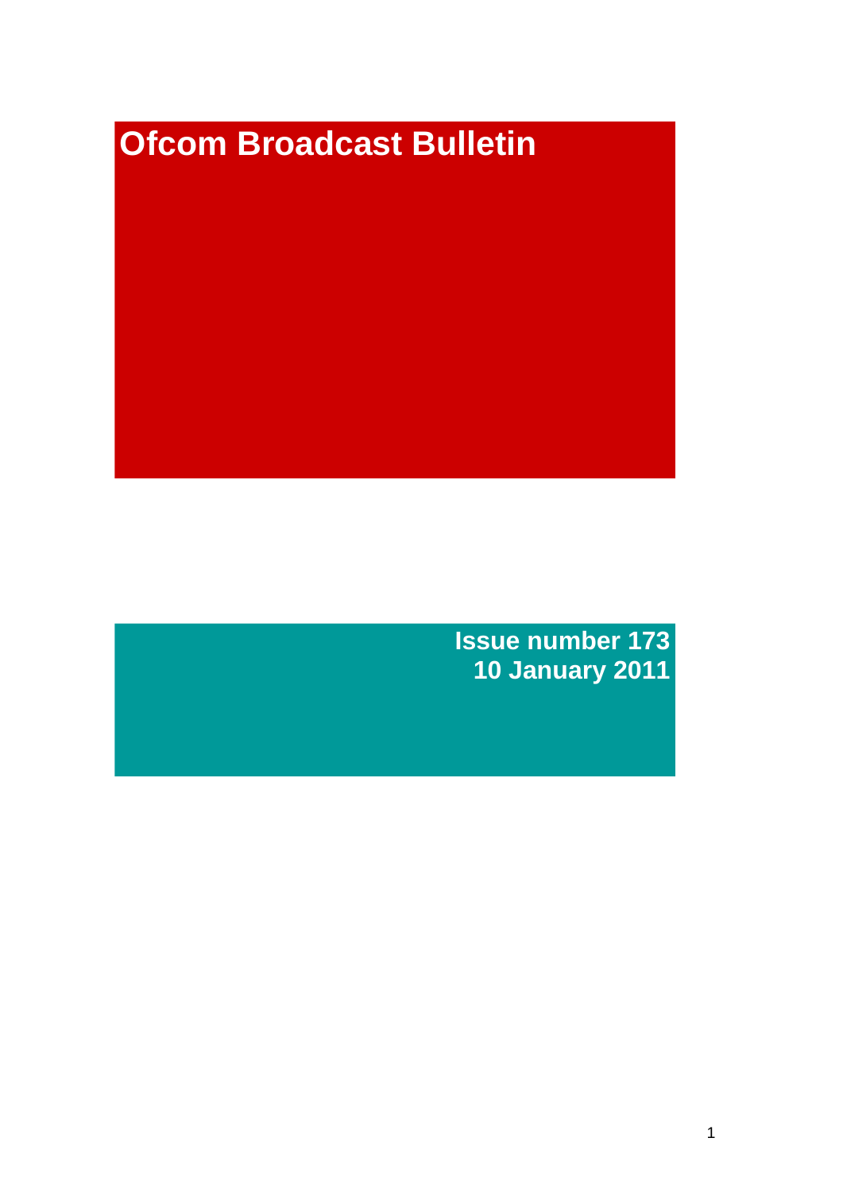# Ofcom Broadcast Bulletin

**Issue number 173**
**10 January 2011**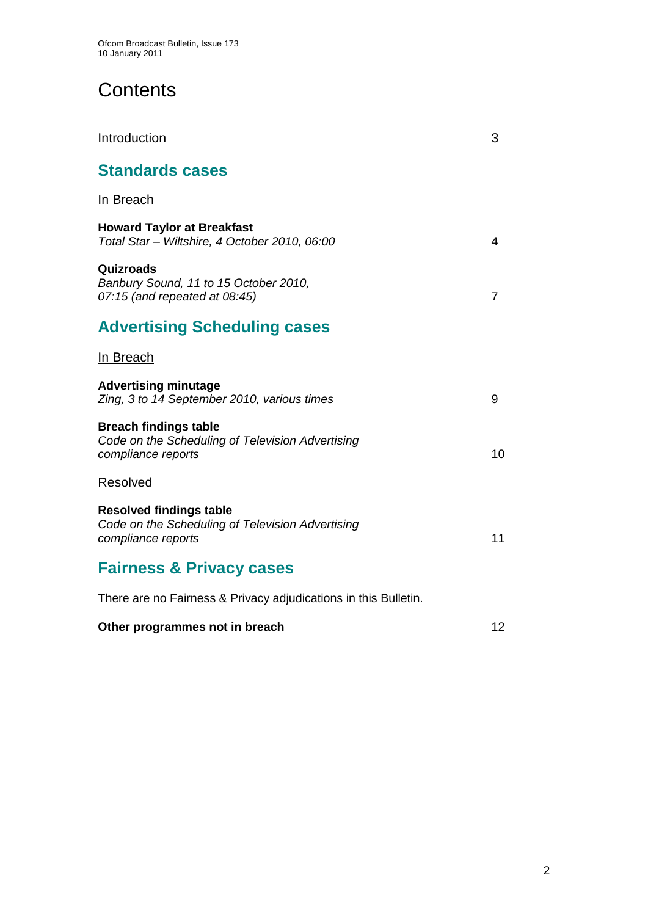# Contents

Introduction 3

## Standards cases

In Breach

**Howard Taylor at Breakfast**
*Total Star – Wiltshire, 4 October 2010, 06:00* 4

**Quizroads**
*Banbury Sound, 11 to 15 October 2010, 07:15 (and repeated at 08:45)* 7

## Advertising Scheduling cases

In Breach

**Advertising minutage**
*Zing, 3 to 14 September 2010, various times* 9

**Breach findings table**
*Code on the Scheduling of Television Advertising compliance reports* 10

Resolved

**Resolved findings table**
*Code on the Scheduling of Television Advertising compliance reports* 11

## Fairness & Privacy cases

There are no Fairness & Privacy adjudications in this Bulletin.

**Other programmes not in breach** 12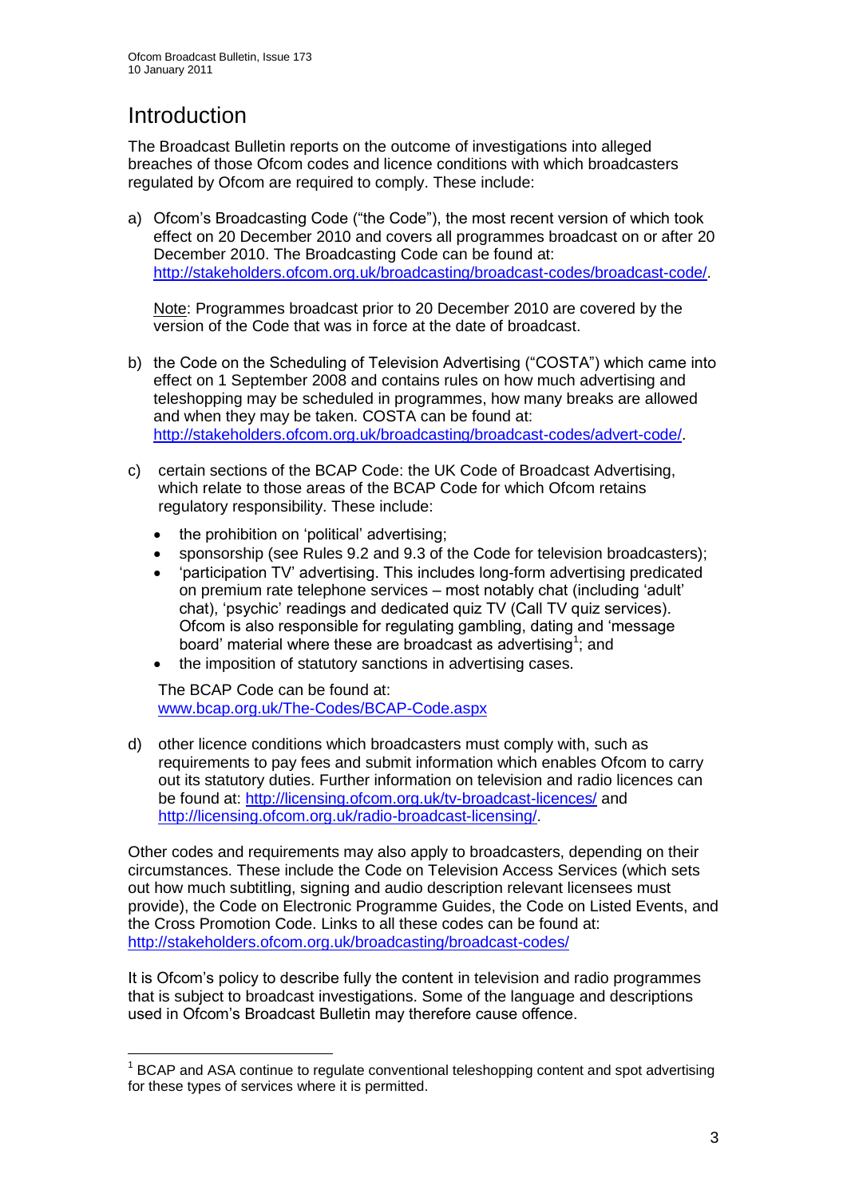# Introduction

The Broadcast Bulletin reports on the outcome of investigations into alleged breaches of those Ofcom codes and licence conditions with which broadcasters regulated by Ofcom are required to comply. These include:

a) Ofcom's Broadcasting Code ("the Code"), the most recent version of which took effect on 20 December 2010 and covers all programmes broadcast on or after 20 December 2010. The Broadcasting Code can be found at: http://stakeholders.ofcom.org.uk/broadcasting/broadcast-codes/broadcast-code/.

   Note: Programmes broadcast prior to 20 December 2010 are covered by the version of the Code that was in force at the date of broadcast.

b) the Code on the Scheduling of Television Advertising ("COSTA") which came into effect on 1 September 2008 and contains rules on how much advertising and teleshopping may be scheduled in programmes, how many breaks are allowed and when they may be taken. COSTA can be found at: http://stakeholders.ofcom.org.uk/broadcasting/broadcast-codes/advert-code/.

c) certain sections of the BCAP Code: the UK Code of Broadcast Advertising, which relate to those areas of the BCAP Code for which Ofcom retains regulatory responsibility. These include:

   - the prohibition on 'political' advertising;
   - sponsorship (see Rules 9.2 and 9.3 of the Code for television broadcasters);
   - 'participation TV' advertising. This includes long-form advertising predicated on premium rate telephone services – most notably chat (including 'adult' chat), 'psychic' readings and dedicated quiz TV (Call TV quiz services). Ofcom is also responsible for regulating gambling, dating and 'message board' material where these are broadcast as advertising[1]; and
   - the imposition of statutory sanctions in advertising cases.

   The BCAP Code can be found at: www.bcap.org.uk/The-Codes/BCAP-Code.aspx

d) other licence conditions which broadcasters must comply with, such as requirements to pay fees and submit information which enables Ofcom to carry out its statutory duties. Further information on television and radio licences can be found at: http://licensing.ofcom.org.uk/tv-broadcast-licences/ and http://licensing.ofcom.org.uk/radio-broadcast-licensing/.

Other codes and requirements may also apply to broadcasters, depending on their circumstances. These include the Code on Television Access Services (which sets out how much subtitling, signing and audio description relevant licensees must provide), the Code on Electronic Programme Guides, the Code on Listed Events, and the Cross Promotion Code. Links to all these codes can be found at: http://stakeholders.ofcom.org.uk/broadcasting/broadcast-codes/

It is Ofcom's policy to describe fully the content in television and radio programmes that is subject to broadcast investigations. Some of the language and descriptions used in Ofcom's Broadcast Bulletin may therefore cause offence.

---

[1] BCAP and ASA continue to regulate conventional teleshopping content and spot advertising for these types of services where it is permitted.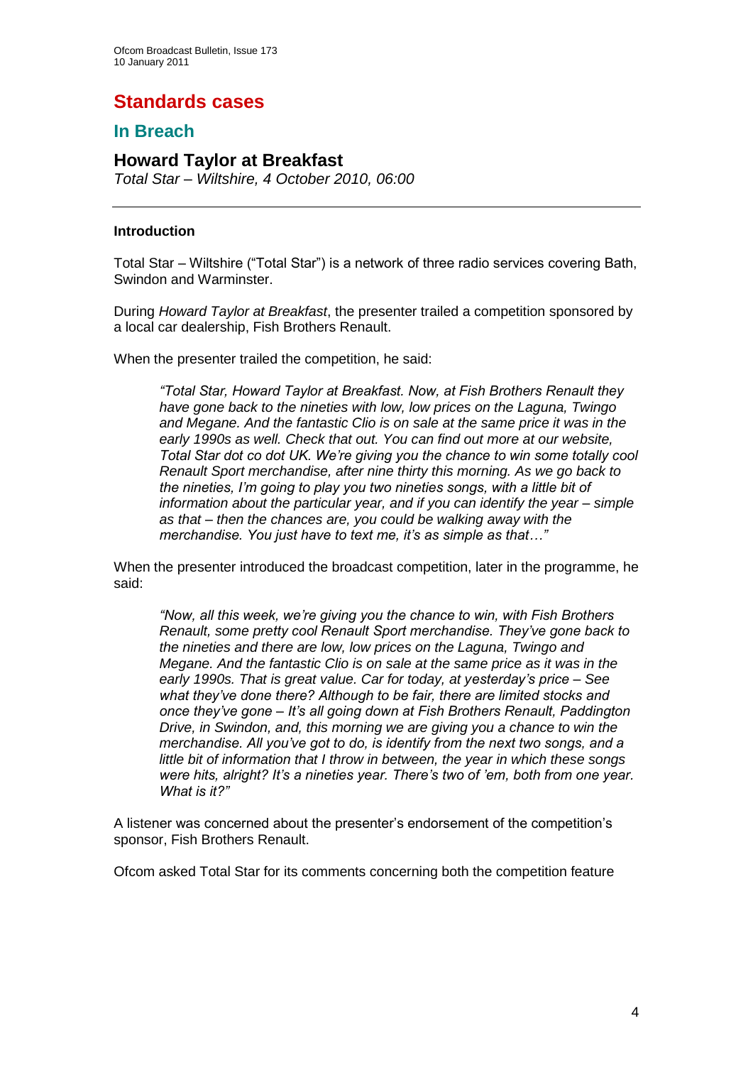# Standards cases

## In Breach

### Howard Taylor at Breakfast

*Total Star – Wiltshire, 4 October 2010, 06:00*

---

**Introduction**

Total Star – Wiltshire ("Total Star") is a network of three radio services covering Bath, Swindon and Warminster.

During *Howard Taylor at Breakfast*, the presenter trailed a competition sponsored by a local car dealership, Fish Brothers Renault.

When the presenter trailed the competition, he said:

> *"Total Star, Howard Taylor at Breakfast. Now, at Fish Brothers Renault they have gone back to the nineties with low, low prices on the Laguna, Twingo and Megane. And the fantastic Clio is on sale at the same price it was in the early 1990s as well. Check that out. You can find out more at our website, Total Star dot co dot UK. We're giving you the chance to win some totally cool Renault Sport merchandise, after nine thirty this morning. As we go back to the nineties, I'm going to play you two nineties songs, with a little bit of information about the particular year, and if you can identify the year – simple as that – then the chances are, you could be walking away with the merchandise. You just have to text me, it's as simple as that…"*

When the presenter introduced the broadcast competition, later in the programme, he said:

> *"Now, all this week, we're giving you the chance to win, with Fish Brothers Renault, some pretty cool Renault Sport merchandise. They've gone back to the nineties and there are low, low prices on the Laguna, Twingo and Megane. And the fantastic Clio is on sale at the same price as it was in the early 1990s. That is great value. Car for today, at yesterday's price – See what they've done there? Although to be fair, there are limited stocks and once they've gone – It's all going down at Fish Brothers Renault, Paddington Drive, in Swindon, and, this morning we are giving you a chance to win the merchandise. All you've got to do, is identify from the next two songs, and a little bit of information that I throw in between, the year in which these songs were hits, alright? It's a nineties year. There's two of 'em, both from one year. What is it?"*

A listener was concerned about the presenter's endorsement of the competition's sponsor, Fish Brothers Renault.

Ofcom asked Total Star for its comments concerning both the competition feature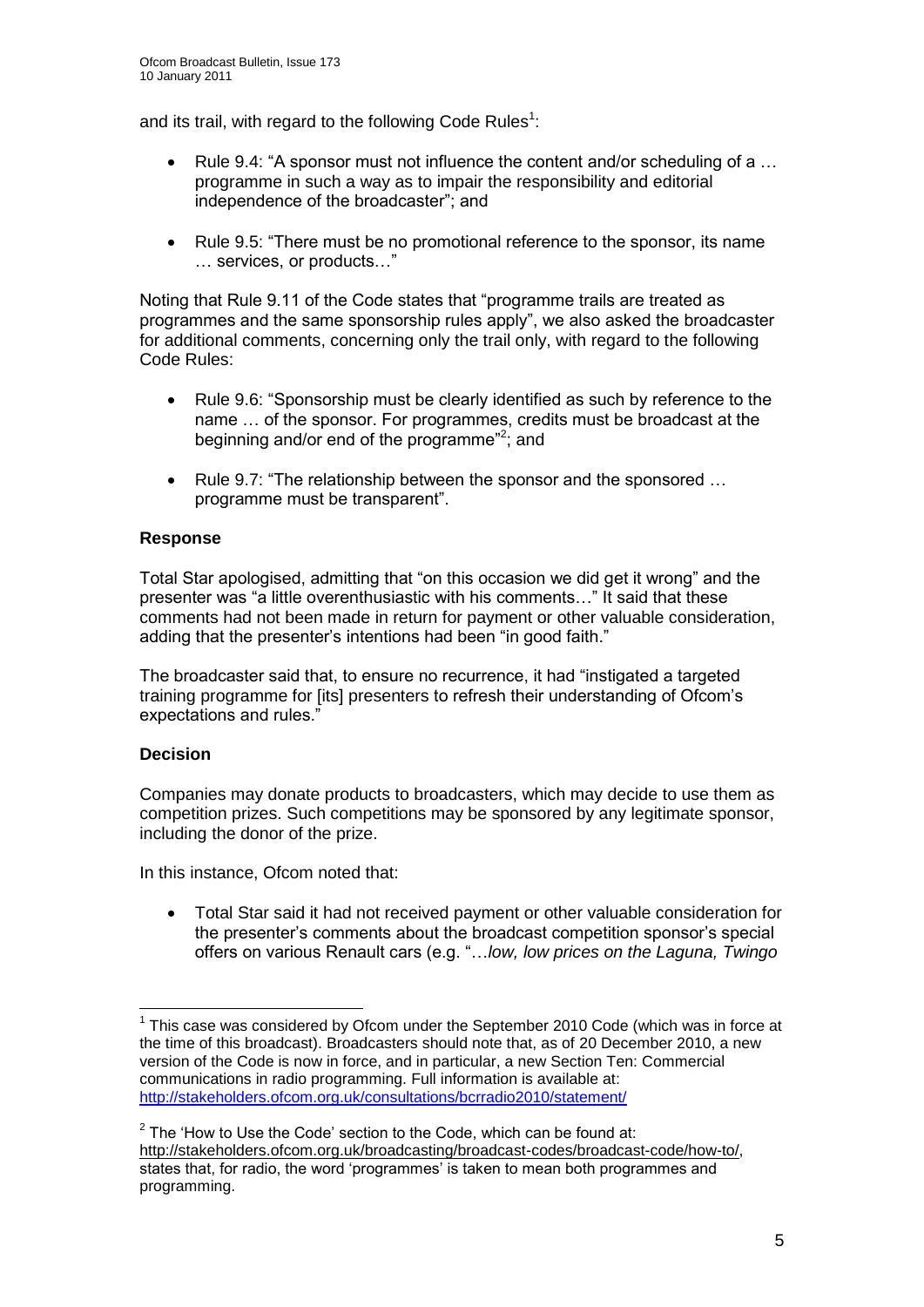and its trail, with regard to the following Code Rules[1]:

- Rule 9.4: "A sponsor must not influence the content and/or scheduling of a … programme in such a way as to impair the responsibility and editorial independence of the broadcaster"; and

- Rule 9.5: "There must be no promotional reference to the sponsor, its name … services, or products…"

Noting that Rule 9.11 of the Code states that "programme trails are treated as programmes and the same sponsorship rules apply", we also asked the broadcaster for additional comments, concerning only the trail only, with regard to the following Code Rules:

- Rule 9.6: "Sponsorship must be clearly identified as such by reference to the name … of the sponsor. For programmes, credits must be broadcast at the beginning and/or end of the programme"[2]; and

- Rule 9.7: "The relationship between the sponsor and the sponsored … programme must be transparent".

**Response**

Total Star apologised, admitting that "on this occasion we did get it wrong" and the presenter was "a little overenthusiastic with his comments…" It said that these comments had not been made in return for payment or other valuable consideration, adding that the presenter's intentions had been "in good faith."

The broadcaster said that, to ensure no recurrence, it had "instigated a targeted training programme for [its] presenters to refresh their understanding of Ofcom's expectations and rules."

**Decision**

Companies may donate products to broadcasters, which may decide to use them as competition prizes. Such competitions may be sponsored by any legitimate sponsor, including the donor of the prize.

In this instance, Ofcom noted that:

- Total Star said it had not received payment or other valuable consideration for the presenter's comments about the broadcast competition sponsor's special offers on various Renault cars (e.g. "…*low, low prices on the Laguna, Twingo*

---

[1] This case was considered by Ofcom under the September 2010 Code (which was in force at the time of this broadcast). Broadcasters should note that, as of 20 December 2010, a new version of the Code is now in force, and in particular, a new Section Ten: Commercial communications in radio programming. Full information is available at: http://stakeholders.ofcom.org.uk/consultations/bcrradio2010/statement/

[2] The 'How to Use the Code' section to the Code, which can be found at: http://stakeholders.ofcom.org.uk/broadcasting/broadcast-codes/broadcast-code/how-to/, states that, for radio, the word 'programmes' is taken to mean both programmes and programming.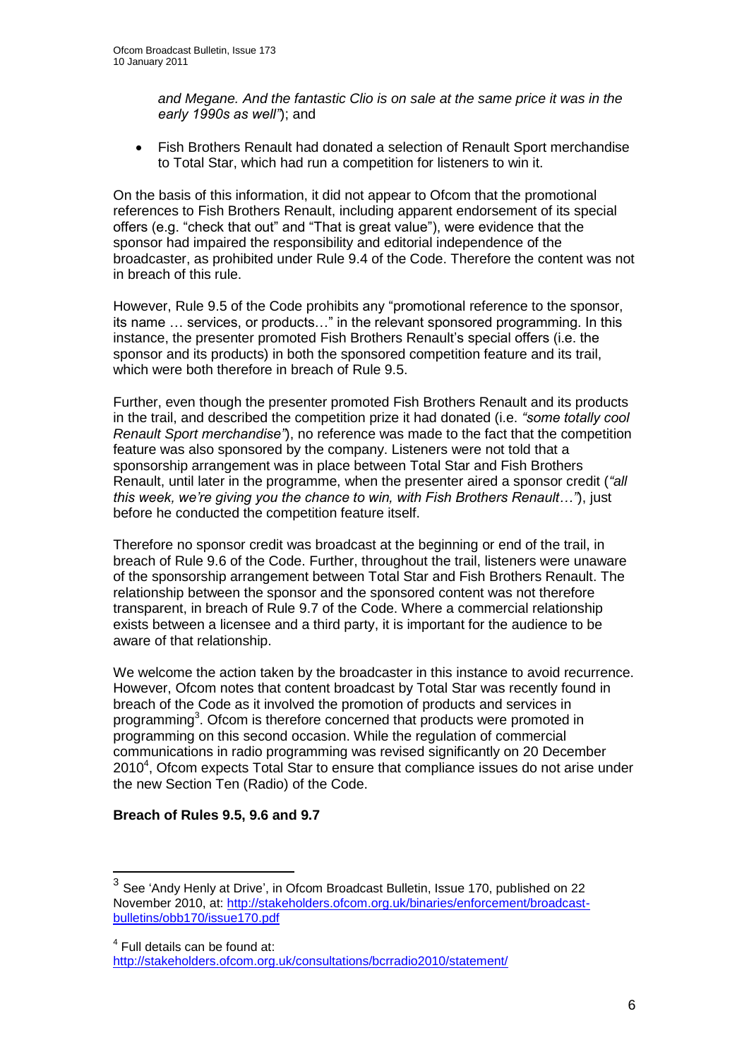*and Megane. And the fantastic Clio is on sale at the same price it was in the early 1990s as well"*); and

- Fish Brothers Renault had donated a selection of Renault Sport merchandise to Total Star, which had run a competition for listeners to win it.

On the basis of this information, it did not appear to Ofcom that the promotional references to Fish Brothers Renault, including apparent endorsement of its special offers (e.g. "check that out" and "That is great value"), were evidence that the sponsor had impaired the responsibility and editorial independence of the broadcaster, as prohibited under Rule 9.4 of the Code. Therefore the content was not in breach of this rule.

However, Rule 9.5 of the Code prohibits any "promotional reference to the sponsor, its name … services, or products…" in the relevant sponsored programming. In this instance, the presenter promoted Fish Brothers Renault's special offers (i.e. the sponsor and its products) in both the sponsored competition feature and its trail, which were both therefore in breach of Rule 9.5.

Further, even though the presenter promoted Fish Brothers Renault and its products in the trail, and described the competition prize it had donated (i.e. *"some totally cool Renault Sport merchandise"*), no reference was made to the fact that the competition feature was also sponsored by the company. Listeners were not told that a sponsorship arrangement was in place between Total Star and Fish Brothers Renault, until later in the programme, when the presenter aired a sponsor credit (*"all this week, we're giving you the chance to win, with Fish Brothers Renault…"*), just before he conducted the competition feature itself.

Therefore no sponsor credit was broadcast at the beginning or end of the trail, in breach of Rule 9.6 of the Code. Further, throughout the trail, listeners were unaware of the sponsorship arrangement between Total Star and Fish Brothers Renault. The relationship between the sponsor and the sponsored content was not therefore transparent, in breach of Rule 9.7 of the Code. Where a commercial relationship exists between a licensee and a third party, it is important for the audience to be aware of that relationship.

We welcome the action taken by the broadcaster in this instance to avoid recurrence. However, Ofcom notes that content broadcast by Total Star was recently found in breach of the Code as it involved the promotion of products and services in programming[3]. Ofcom is therefore concerned that products were promoted in programming on this second occasion. While the regulation of commercial communications in radio programming was revised significantly on 20 December 2010[4], Ofcom expects Total Star to ensure that compliance issues do not arise under the new Section Ten (Radio) of the Code.

**Breach of Rules 9.5, 9.6 and 9.7**

---

[3] See 'Andy Henly at Drive', in Ofcom Broadcast Bulletin, Issue 170, published on 22 November 2010, at: http://stakeholders.ofcom.org.uk/binaries/enforcement/broadcast-bulletins/obb170/issue170.pdf

[4] Full details can be found at: http://stakeholders.ofcom.org.uk/consultations/bcrradio2010/statement/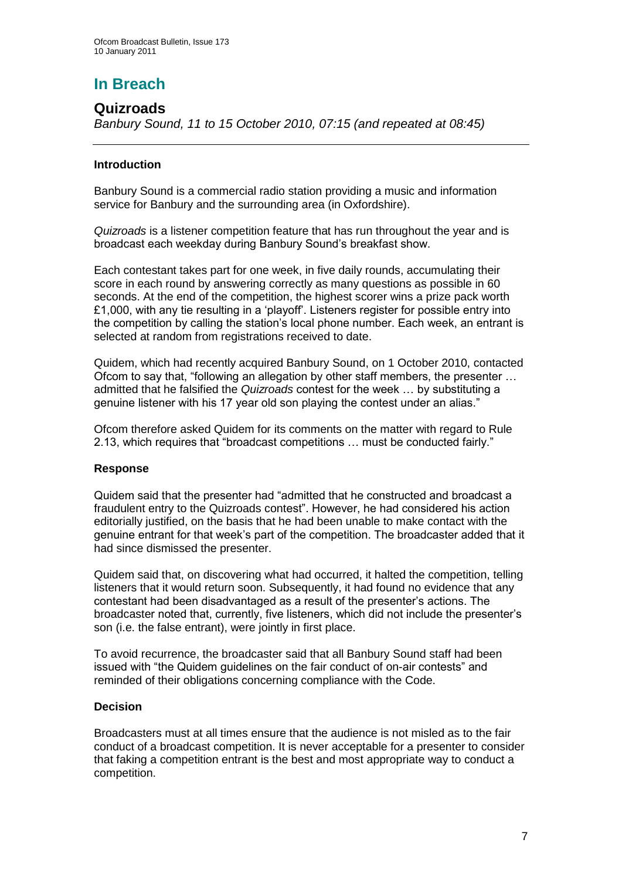# In Breach

## Quizroads

*Banbury Sound, 11 to 15 October 2010, 07:15 (and repeated at 08:45)*

---

### Introduction

Banbury Sound is a commercial radio station providing a music and information service for Banbury and the surrounding area (in Oxfordshire).

*Quizroads* is a listener competition feature that has run throughout the year and is broadcast each weekday during Banbury Sound's breakfast show.

Each contestant takes part for one week, in five daily rounds, accumulating their score in each round by answering correctly as many questions as possible in 60 seconds. At the end of the competition, the highest scorer wins a prize pack worth £1,000, with any tie resulting in a 'playoff'. Listeners register for possible entry into the competition by calling the station's local phone number. Each week, an entrant is selected at random from registrations received to date.

Quidem, which had recently acquired Banbury Sound, on 1 October 2010, contacted Ofcom to say that, "following an allegation by other staff members, the presenter … admitted that he falsified the *Quizroads* contest for the week … by substituting a genuine listener with his 17 year old son playing the contest under an alias."

Ofcom therefore asked Quidem for its comments on the matter with regard to Rule 2.13, which requires that "broadcast competitions … must be conducted fairly."

### Response

Quidem said that the presenter had "admitted that he constructed and broadcast a fraudulent entry to the Quizroads contest". However, he had considered his action editorially justified, on the basis that he had been unable to make contact with the genuine entrant for that week's part of the competition. The broadcaster added that it had since dismissed the presenter.

Quidem said that, on discovering what had occurred, it halted the competition, telling listeners that it would return soon. Subsequently, it had found no evidence that any contestant had been disadvantaged as a result of the presenter's actions. The broadcaster noted that, currently, five listeners, which did not include the presenter's son (i.e. the false entrant), were jointly in first place.

To avoid recurrence, the broadcaster said that all Banbury Sound staff had been issued with "the Quidem guidelines on the fair conduct of on-air contests" and reminded of their obligations concerning compliance with the Code.

### Decision

Broadcasters must at all times ensure that the audience is not misled as to the fair conduct of a broadcast competition. It is never acceptable for a presenter to consider that faking a competition entrant is the best and most appropriate way to conduct a competition.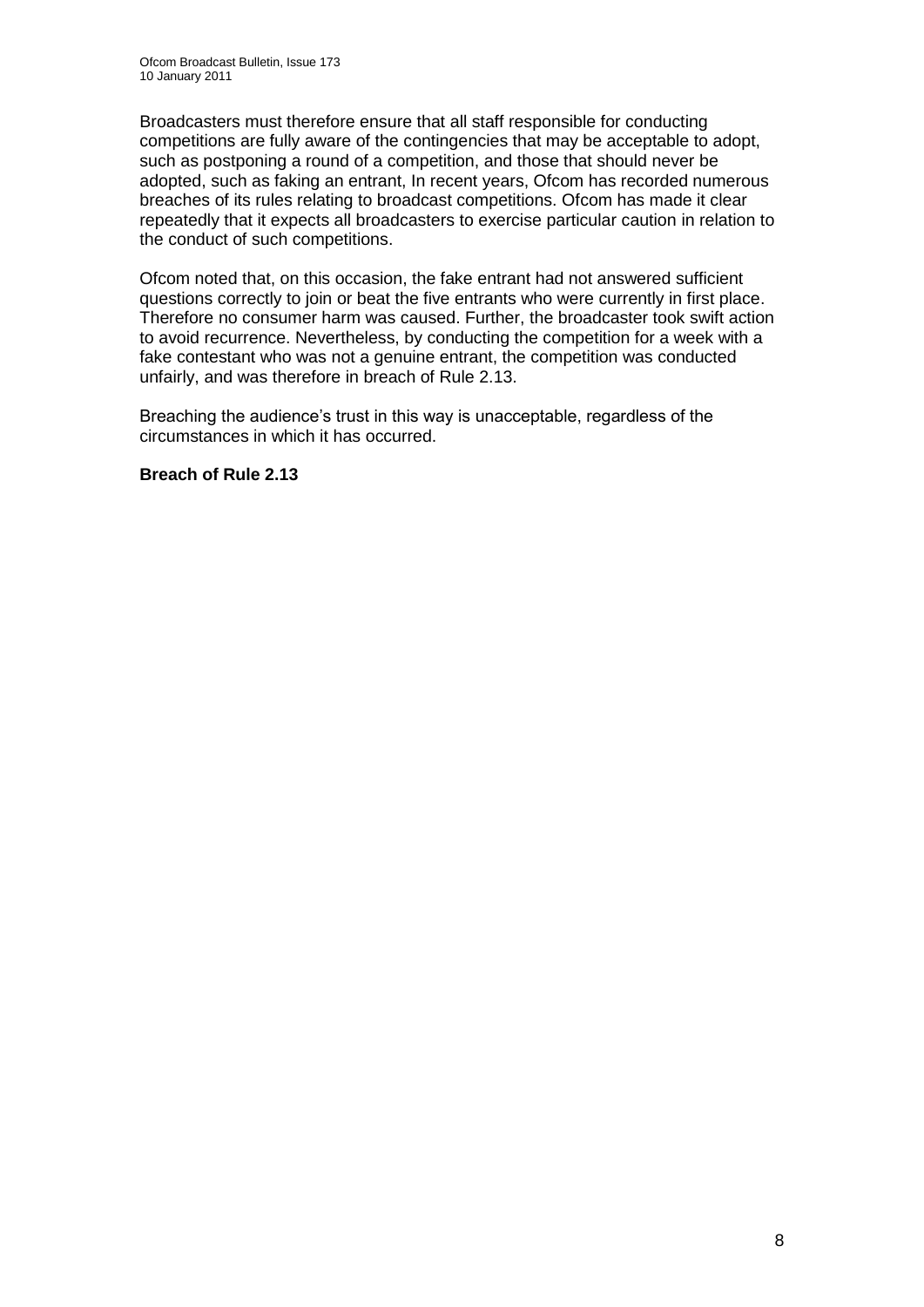Broadcasters must therefore ensure that all staff responsible for conducting competitions are fully aware of the contingencies that may be acceptable to adopt, such as postponing a round of a competition, and those that should never be adopted, such as faking an entrant, In recent years, Ofcom has recorded numerous breaches of its rules relating to broadcast competitions. Ofcom has made it clear repeatedly that it expects all broadcasters to exercise particular caution in relation to the conduct of such competitions.

Ofcom noted that, on this occasion, the fake entrant had not answered sufficient questions correctly to join or beat the five entrants who were currently in first place. Therefore no consumer harm was caused. Further, the broadcaster took swift action to avoid recurrence. Nevertheless, by conducting the competition for a week with a fake contestant who was not a genuine entrant, the competition was conducted unfairly, and was therefore in breach of Rule 2.13.

Breaching the audience's trust in this way is unacceptable, regardless of the circumstances in which it has occurred.

**Breach of Rule 2.13**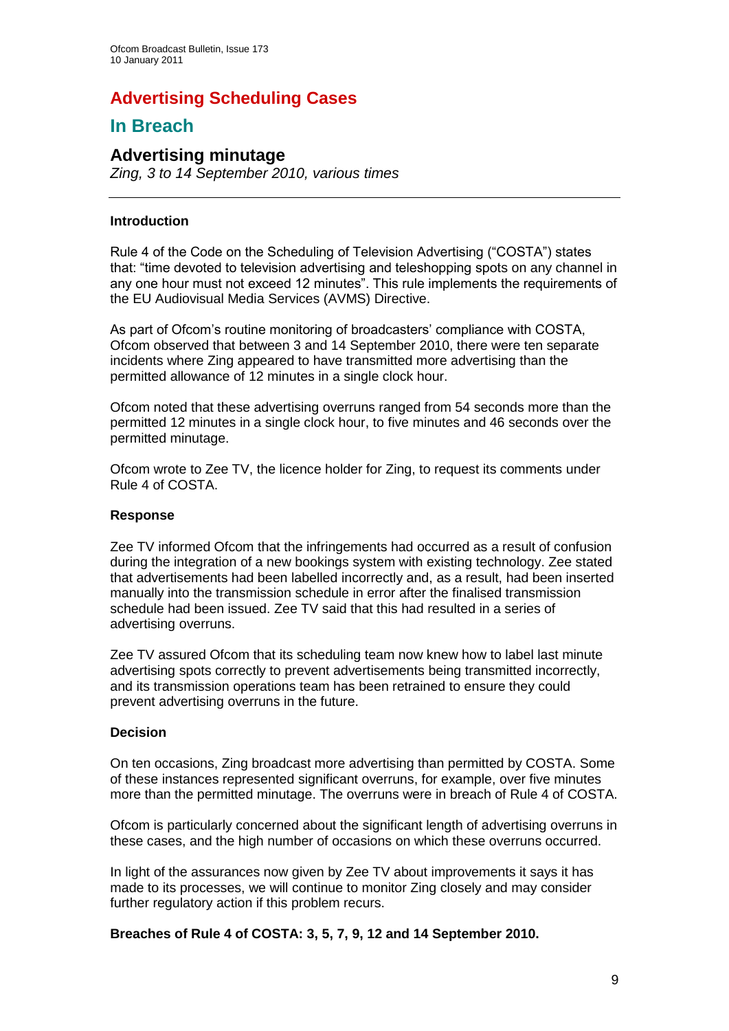# Advertising Scheduling Cases

## In Breach

### Advertising minutage

*Zing, 3 to 14 September 2010, various times*

---

#### Introduction

Rule 4 of the Code on the Scheduling of Television Advertising ("COSTA") states that: "time devoted to television advertising and teleshopping spots on any channel in any one hour must not exceed 12 minutes". This rule implements the requirements of the EU Audiovisual Media Services (AVMS) Directive.

As part of Ofcom's routine monitoring of broadcasters' compliance with COSTA, Ofcom observed that between 3 and 14 September 2010, there were ten separate incidents where Zing appeared to have transmitted more advertising than the permitted allowance of 12 minutes in a single clock hour.

Ofcom noted that these advertising overruns ranged from 54 seconds more than the permitted 12 minutes in a single clock hour, to five minutes and 46 seconds over the permitted minutage.

Ofcom wrote to Zee TV, the licence holder for Zing, to request its comments under Rule 4 of COSTA.

#### Response

Zee TV informed Ofcom that the infringements had occurred as a result of confusion during the integration of a new bookings system with existing technology. Zee stated that advertisements had been labelled incorrectly and, as a result, had been inserted manually into the transmission schedule in error after the finalised transmission schedule had been issued. Zee TV said that this had resulted in a series of advertising overruns.

Zee TV assured Ofcom that its scheduling team now knew how to label last minute advertising spots correctly to prevent advertisements being transmitted incorrectly, and its transmission operations team has been retrained to ensure they could prevent advertising overruns in the future.

#### Decision

On ten occasions, Zing broadcast more advertising than permitted by COSTA. Some of these instances represented significant overruns, for example, over five minutes more than the permitted minutage. The overruns were in breach of Rule 4 of COSTA.

Ofcom is particularly concerned about the significant length of advertising overruns in these cases, and the high number of occasions on which these overruns occurred.

In light of the assurances now given by Zee TV about improvements it says it has made to its processes, we will continue to monitor Zing closely and may consider further regulatory action if this problem recurs.

**Breaches of Rule 4 of COSTA: 3, 5, 7, 9, 12 and 14 September 2010.**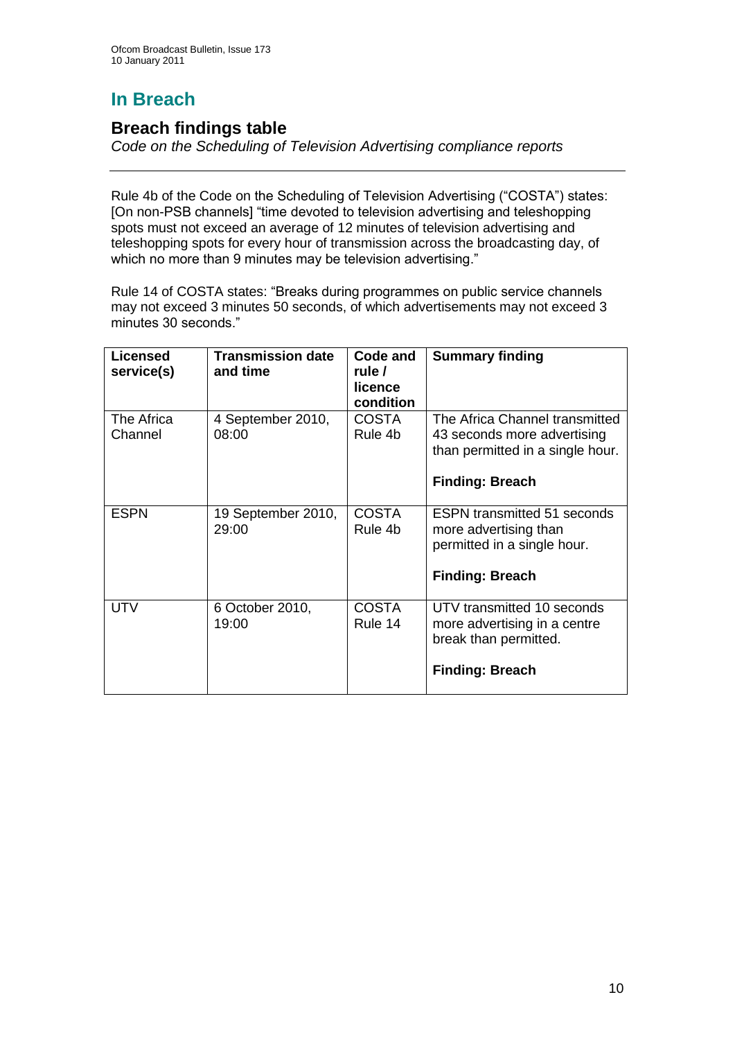# In Breach

## Breach findings table

*Code on the Scheduling of Television Advertising compliance reports*

Rule 4b of the Code on the Scheduling of Television Advertising ("COSTA") states: [On non-PSB channels] "time devoted to television advertising and teleshopping spots must not exceed an average of 12 minutes of television advertising and teleshopping spots for every hour of transmission across the broadcasting day, of which no more than 9 minutes may be television advertising."

Rule 14 of COSTA states: "Breaks during programmes on public service channels may not exceed 3 minutes 50 seconds, of which advertisements may not exceed 3 minutes 30 seconds."

| Licensed service(s) | Transmission date and time | Code and rule / licence condition | Summary finding |
|---|---|---|---|
| The Africa Channel | 4 September 2010, 08:00 | COSTA Rule 4b | The Africa Channel transmitted 43 seconds more advertising than permitted in a single hour.<br><br>**Finding: Breach** |
| ESPN | 19 September 2010, 29:00 | COSTA Rule 4b | ESPN transmitted 51 seconds more advertising than permitted in a single hour.<br><br>**Finding: Breach** |
| UTV | 6 October 2010, 19:00 | COSTA Rule 14 | UTV transmitted 10 seconds more advertising in a centre break than permitted.<br><br>**Finding: Breach** |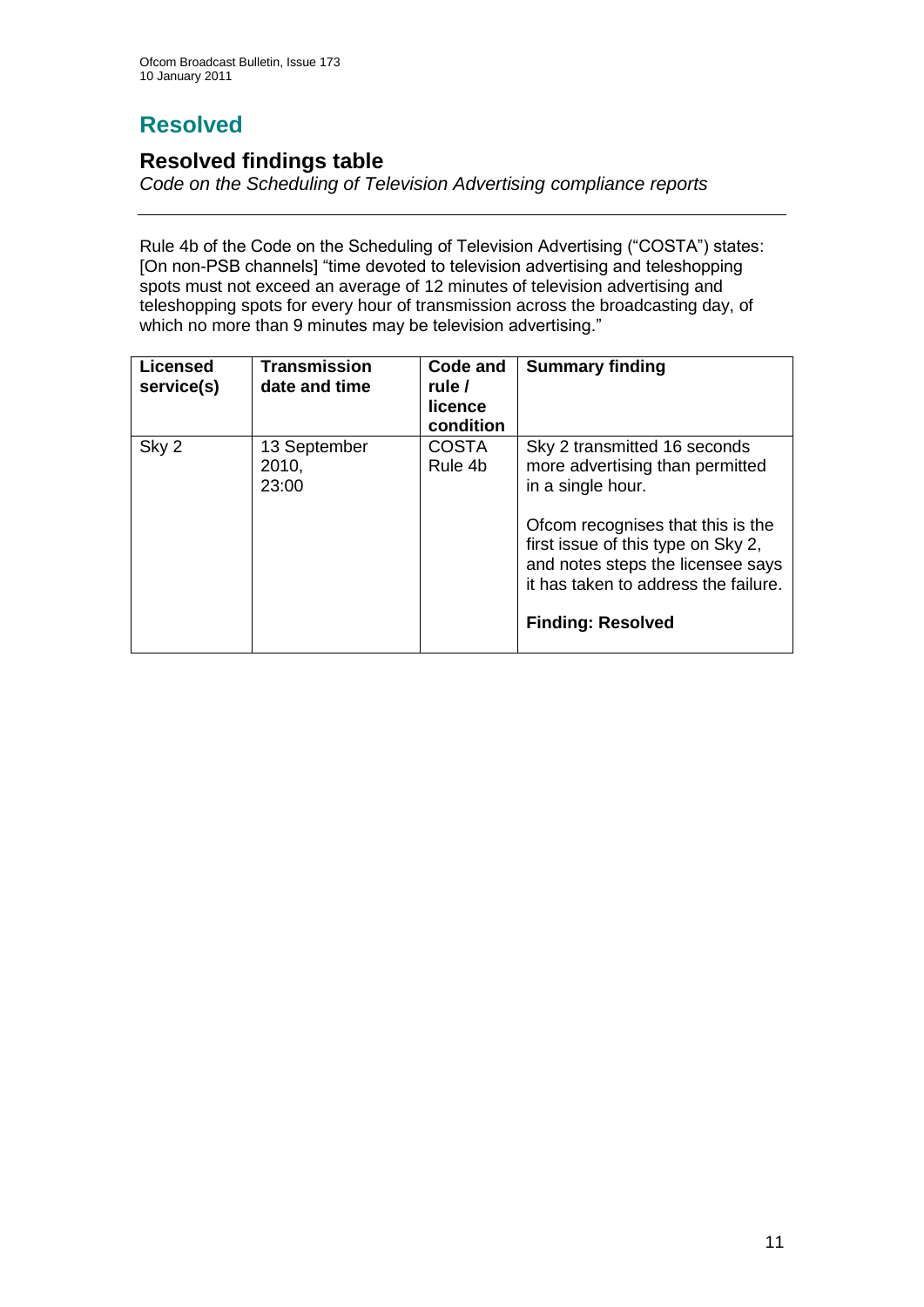# Resolved

## Resolved findings table

*Code on the Scheduling of Television Advertising compliance reports*

---

Rule 4b of the Code on the Scheduling of Television Advertising ("COSTA") states: [On non-PSB channels] "time devoted to television advertising and teleshopping spots must not exceed an average of 12 minutes of television advertising and teleshopping spots for every hour of transmission across the broadcasting day, of which no more than 9 minutes may be television advertising."

| Licensed service(s) | Transmission date and time | Code and rule / licence condition | Summary finding |
|---|---|---|---|
| Sky 2 | 13 September 2010, 23:00 | COSTA Rule 4b | Sky 2 transmitted 16 seconds more advertising than permitted in a single hour.<br><br>Ofcom recognises that this is the first issue of this type on Sky 2, and notes steps the licensee says it has taken to address the failure.<br><br>**Finding: Resolved** |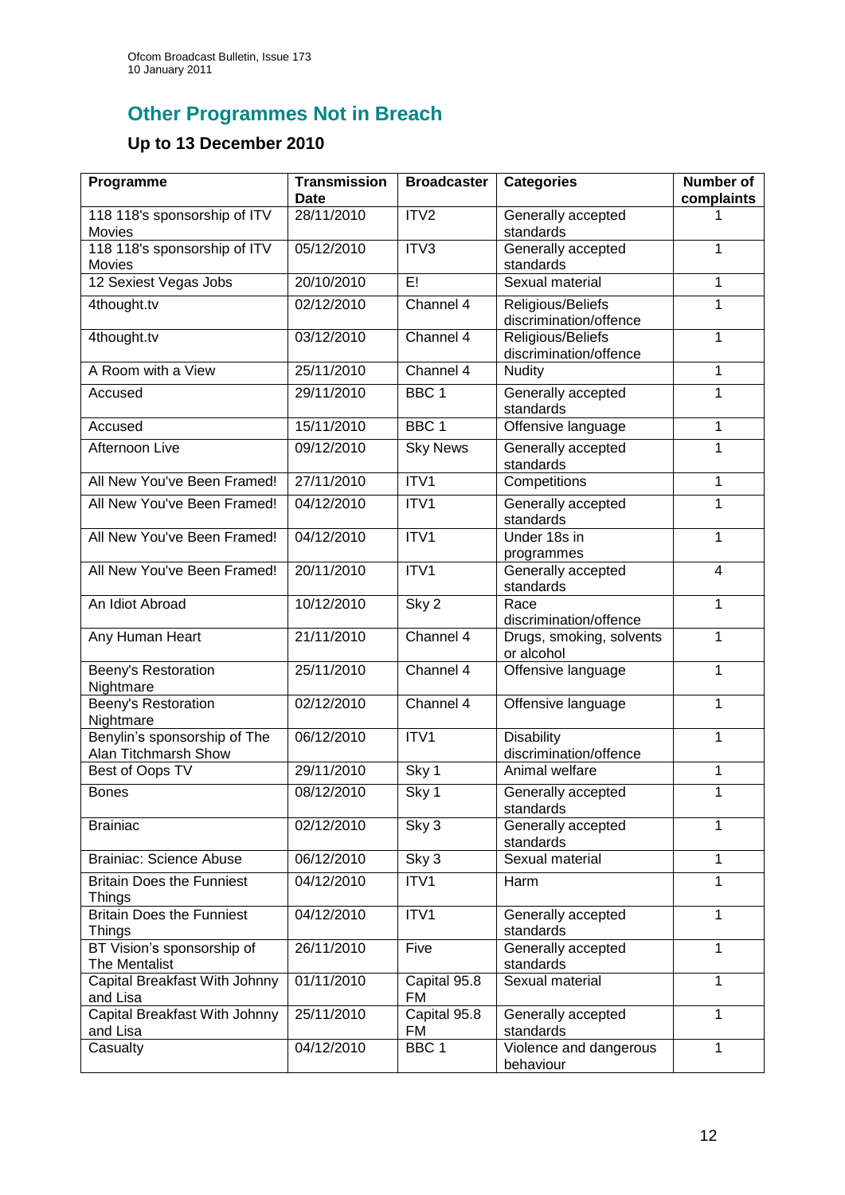## Other Programmes Not in Breach

### Up to 13 December 2010

| Programme | Transmission Date | Broadcaster | Categories | Number of complaints |
|---|---|---|---|---|
| 118 118's sponsorship of ITV Movies | 28/11/2010 | ITV2 | Generally accepted standards | 1 |
| 118 118's sponsorship of ITV Movies | 05/12/2010 | ITV3 | Generally accepted standards | 1 |
| 12 Sexiest Vegas Jobs | 20/10/2010 | E! | Sexual material | 1 |
| 4thought.tv | 02/12/2010 | Channel 4 | Religious/Beliefs discrimination/offence | 1 |
| 4thought.tv | 03/12/2010 | Channel 4 | Religious/Beliefs discrimination/offence | 1 |
| A Room with a View | 25/11/2010 | Channel 4 | Nudity | 1 |
| Accused | 29/11/2010 | BBC 1 | Generally accepted standards | 1 |
| Accused | 15/11/2010 | BBC 1 | Offensive language | 1 |
| Afternoon Live | 09/12/2010 | Sky News | Generally accepted standards | 1 |
| All New You've Been Framed! | 27/11/2010 | ITV1 | Competitions | 1 |
| All New You've Been Framed! | 04/12/2010 | ITV1 | Generally accepted standards | 1 |
| All New You've Been Framed! | 04/12/2010 | ITV1 | Under 18s in programmes | 1 |
| All New You've Been Framed! | 20/11/2010 | ITV1 | Generally accepted standards | 4 |
| An Idiot Abroad | 10/12/2010 | Sky 2 | Race discrimination/offence | 1 |
| Any Human Heart | 21/11/2010 | Channel 4 | Drugs, smoking, solvents or alcohol | 1 |
| Beeny's Restoration Nightmare | 25/11/2010 | Channel 4 | Offensive language | 1 |
| Beeny's Restoration Nightmare | 02/12/2010 | Channel 4 | Offensive language | 1 |
| Benylin's sponsorship of The Alan Titchmarsh Show | 06/12/2010 | ITV1 | Disability discrimination/offence | 1 |
| Best of Oops TV | 29/11/2010 | Sky 1 | Animal welfare | 1 |
| Bones | 08/12/2010 | Sky 1 | Generally accepted standards | 1 |
| Brainiac | 02/12/2010 | Sky 3 | Generally accepted standards | 1 |
| Brainiac: Science Abuse | 06/12/2010 | Sky 3 | Sexual material | 1 |
| Britain Does the Funniest Things | 04/12/2010 | ITV1 | Harm | 1 |
| Britain Does the Funniest Things | 04/12/2010 | ITV1 | Generally accepted standards | 1 |
| BT Vision's sponsorship of The Mentalist | 26/11/2010 | Five | Generally accepted standards | 1 |
| Capital Breakfast With Johnny and Lisa | 01/11/2010 | Capital 95.8 FM | Sexual material | 1 |
| Capital Breakfast With Johnny and Lisa | 25/11/2010 | Capital 95.8 FM | Generally accepted standards | 1 |
| Casualty | 04/12/2010 | BBC 1 | Violence and dangerous behaviour | 1 |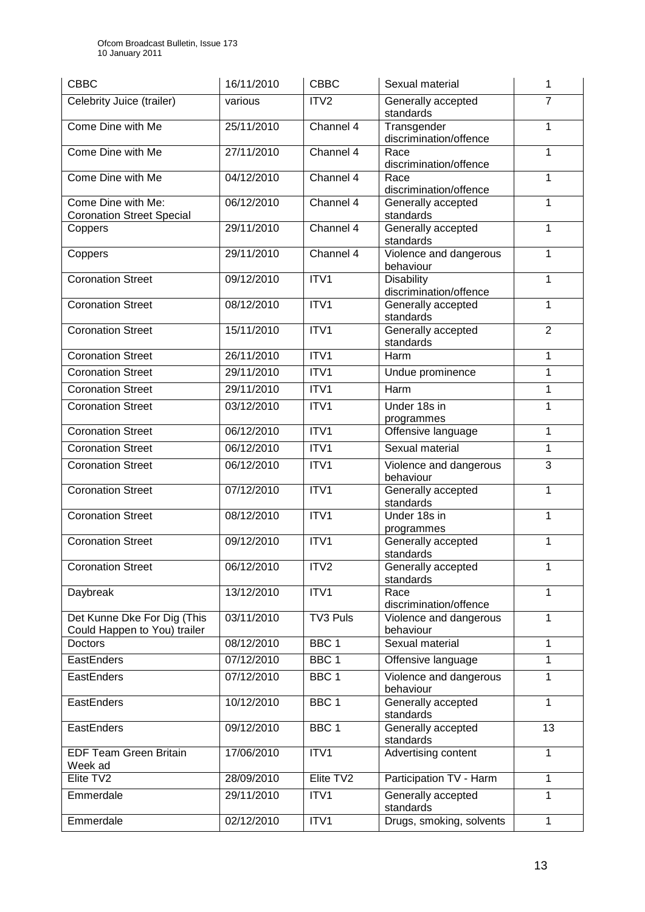| CBBC | 16/11/2010 | CBBC | Sexual material | 1 |
|---|---|---|---|---|
| Celebrity Juice (trailer) | various | ITV2 | Generally accepted standards | 7 |
| Come Dine with Me | 25/11/2010 | Channel 4 | Transgender discrimination/offence | 1 |
| Come Dine with Me | 27/11/2010 | Channel 4 | Race discrimination/offence | 1 |
| Come Dine with Me | 04/12/2010 | Channel 4 | Race discrimination/offence | 1 |
| Come Dine with Me: Coronation Street Special | 06/12/2010 | Channel 4 | Generally accepted standards | 1 |
| Coppers | 29/11/2010 | Channel 4 | Generally accepted standards | 1 |
| Coppers | 29/11/2010 | Channel 4 | Violence and dangerous behaviour | 1 |
| Coronation Street | 09/12/2010 | ITV1 | Disability discrimination/offence | 1 |
| Coronation Street | 08/12/2010 | ITV1 | Generally accepted standards | 1 |
| Coronation Street | 15/11/2010 | ITV1 | Generally accepted standards | 2 |
| Coronation Street | 26/11/2010 | ITV1 | Harm | 1 |
| Coronation Street | 29/11/2010 | ITV1 | Undue prominence | 1 |
| Coronation Street | 29/11/2010 | ITV1 | Harm | 1 |
| Coronation Street | 03/12/2010 | ITV1 | Under 18s in programmes | 1 |
| Coronation Street | 06/12/2010 | ITV1 | Offensive language | 1 |
| Coronation Street | 06/12/2010 | ITV1 | Sexual material | 1 |
| Coronation Street | 06/12/2010 | ITV1 | Violence and dangerous behaviour | 3 |
| Coronation Street | 07/12/2010 | ITV1 | Generally accepted standards | 1 |
| Coronation Street | 08/12/2010 | ITV1 | Under 18s in programmes | 1 |
| Coronation Street | 09/12/2010 | ITV1 | Generally accepted standards | 1 |
| Coronation Street | 06/12/2010 | ITV2 | Generally accepted standards | 1 |
| Daybreak | 13/12/2010 | ITV1 | Race discrimination/offence | 1 |
| Det Kunne Dke For Dig (This Could Happen to You) trailer | 03/11/2010 | TV3 Puls | Violence and dangerous behaviour | 1 |
| Doctors | 08/12/2010 | BBC 1 | Sexual material | 1 |
| EastEnders | 07/12/2010 | BBC 1 | Offensive language | 1 |
| EastEnders | 07/12/2010 | BBC 1 | Violence and dangerous behaviour | 1 |
| EastEnders | 10/12/2010 | BBC 1 | Generally accepted standards | 1 |
| EastEnders | 09/12/2010 | BBC 1 | Generally accepted standards | 13 |
| EDF Team Green Britain Week ad | 17/06/2010 | ITV1 | Advertising content | 1 |
| Elite TV2 | 28/09/2010 | Elite TV2 | Participation TV - Harm | 1 |
| Emmerdale | 29/11/2010 | ITV1 | Generally accepted standards | 1 |
| Emmerdale | 02/12/2010 | ITV1 | Drugs, smoking, solvents | 1 |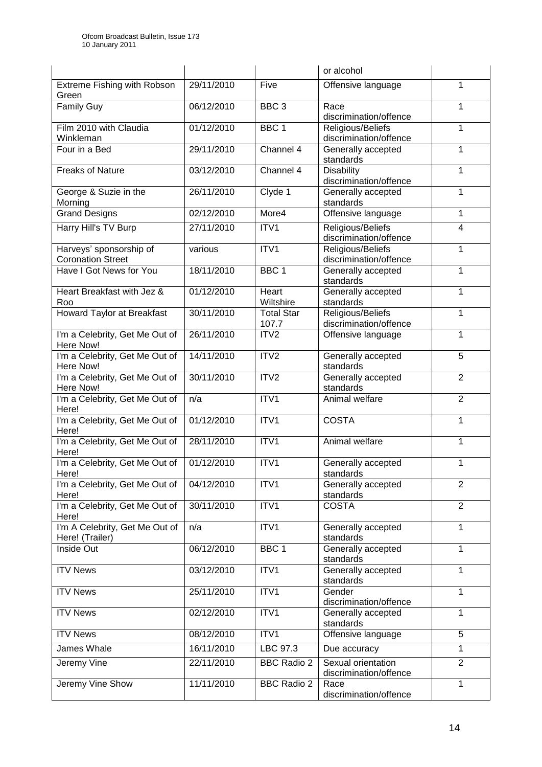| | | | or alcohol | |
|---|---|---|---|---|
| Extreme Fishing with Robson Green | 29/11/2010 | Five | Offensive language | 1 |
| Family Guy | 06/12/2010 | BBC 3 | Race discrimination/offence | 1 |
| Film 2010 with Claudia Winkleman | 01/12/2010 | BBC 1 | Religious/Beliefs discrimination/offence | 1 |
| Four in a Bed | 29/11/2010 | Channel 4 | Generally accepted standards | 1 |
| Freaks of Nature | 03/12/2010 | Channel 4 | Disability discrimination/offence | 1 |
| George & Suzie in the Morning | 26/11/2010 | Clyde 1 | Generally accepted standards | 1 |
| Grand Designs | 02/12/2010 | More4 | Offensive language | 1 |
| Harry Hill's TV Burp | 27/11/2010 | ITV1 | Religious/Beliefs discrimination/offence | 4 |
| Harveys' sponsorship of Coronation Street | various | ITV1 | Religious/Beliefs discrimination/offence | 1 |
| Have I Got News for You | 18/11/2010 | BBC 1 | Generally accepted standards | 1 |
| Heart Breakfast with Jez & Roo | 01/12/2010 | Heart Wiltshire | Generally accepted standards | 1 |
| Howard Taylor at Breakfast | 30/11/2010 | Total Star 107.7 | Religious/Beliefs discrimination/offence | 1 |
| I'm a Celebrity, Get Me Out of Here Now! | 26/11/2010 | ITV2 | Offensive language | 1 |
| I'm a Celebrity, Get Me Out of Here Now! | 14/11/2010 | ITV2 | Generally accepted standards | 5 |
| I'm a Celebrity, Get Me Out of Here Now! | 30/11/2010 | ITV2 | Generally accepted standards | 2 |
| I'm a Celebrity, Get Me Out of Here! | n/a | ITV1 | Animal welfare | 2 |
| I'm a Celebrity, Get Me Out of Here! | 01/12/2010 | ITV1 | COSTA | 1 |
| I'm a Celebrity, Get Me Out of Here! | 28/11/2010 | ITV1 | Animal welfare | 1 |
| I'm a Celebrity, Get Me Out of Here! | 01/12/2010 | ITV1 | Generally accepted standards | 1 |
| I'm a Celebrity, Get Me Out of Here! | 04/12/2010 | ITV1 | Generally accepted standards | 2 |
| I'm a Celebrity, Get Me Out of Here! | 30/11/2010 | ITV1 | COSTA | 2 |
| I'm A Celebrity, Get Me Out of Here! (Trailer) | n/a | ITV1 | Generally accepted standards | 1 |
| Inside Out | 06/12/2010 | BBC 1 | Generally accepted standards | 1 |
| ITV News | 03/12/2010 | ITV1 | Generally accepted standards | 1 |
| ITV News | 25/11/2010 | ITV1 | Gender discrimination/offence | 1 |
| ITV News | 02/12/2010 | ITV1 | Generally accepted standards | 1 |
| ITV News | 08/12/2010 | ITV1 | Offensive language | 5 |
| James Whale | 16/11/2010 | LBC 97.3 | Due accuracy | 1 |
| Jeremy Vine | 22/11/2010 | BBC Radio 2 | Sexual orientation discrimination/offence | 2 |
| Jeremy Vine Show | 11/11/2010 | BBC Radio 2 | Race discrimination/offence | 1 |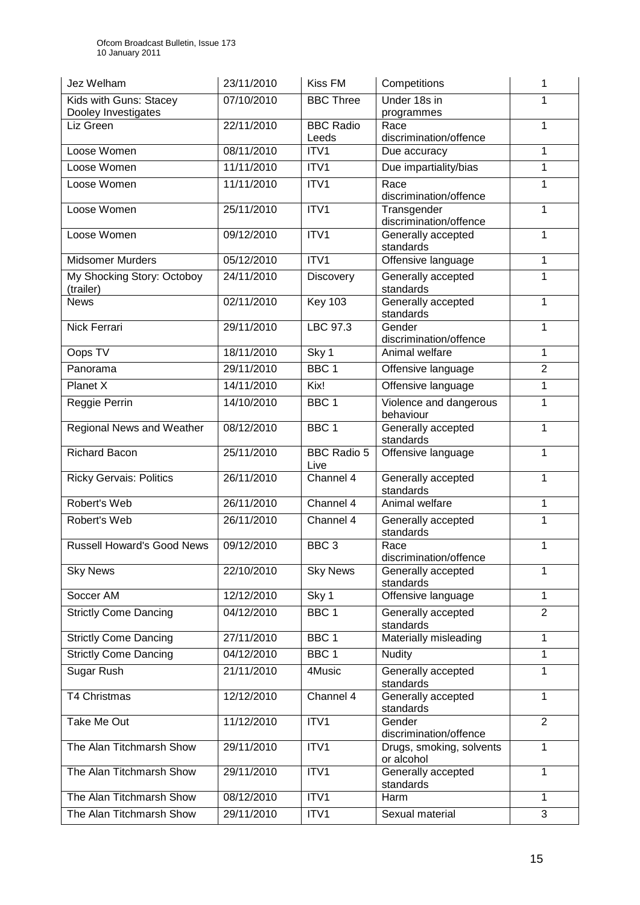| Jez Welham | 23/11/2010 | Kiss FM | Competitions | 1 |
|---|---|---|---|---|
| Kids with Guns: Stacey Dooley Investigates | 07/10/2010 | BBC Three | Under 18s in programmes | 1 |
| Liz Green | 22/11/2010 | BBC Radio Leeds | Race discrimination/offence | 1 |
| Loose Women | 08/11/2010 | ITV1 | Due accuracy | 1 |
| Loose Women | 11/11/2010 | ITV1 | Due impartiality/bias | 1 |
| Loose Women | 11/11/2010 | ITV1 | Race discrimination/offence | 1 |
| Loose Women | 25/11/2010 | ITV1 | Transgender discrimination/offence | 1 |
| Loose Women | 09/12/2010 | ITV1 | Generally accepted standards | 1 |
| Midsomer Murders | 05/12/2010 | ITV1 | Offensive language | 1 |
| My Shocking Story: Octoboy (trailer) | 24/11/2010 | Discovery | Generally accepted standards | 1 |
| News | 02/11/2010 | Key 103 | Generally accepted standards | 1 |
| Nick Ferrari | 29/11/2010 | LBC 97.3 | Gender discrimination/offence | 1 |
| Oops TV | 18/11/2010 | Sky 1 | Animal welfare | 1 |
| Panorama | 29/11/2010 | BBC 1 | Offensive language | 2 |
| Planet X | 14/11/2010 | Kix! | Offensive language | 1 |
| Reggie Perrin | 14/10/2010 | BBC 1 | Violence and dangerous behaviour | 1 |
| Regional News and Weather | 08/12/2010 | BBC 1 | Generally accepted standards | 1 |
| Richard Bacon | 25/11/2010 | BBC Radio 5 Live | Offensive language | 1 |
| Ricky Gervais: Politics | 26/11/2010 | Channel 4 | Generally accepted standards | 1 |
| Robert's Web | 26/11/2010 | Channel 4 | Animal welfare | 1 |
| Robert's Web | 26/11/2010 | Channel 4 | Generally accepted standards | 1 |
| Russell Howard's Good News | 09/12/2010 | BBC 3 | Race discrimination/offence | 1 |
| Sky News | 22/10/2010 | Sky News | Generally accepted standards | 1 |
| Soccer AM | 12/12/2010 | Sky 1 | Offensive language | 1 |
| Strictly Come Dancing | 04/12/2010 | BBC 1 | Generally accepted standards | 2 |
| Strictly Come Dancing | 27/11/2010 | BBC 1 | Materially misleading | 1 |
| Strictly Come Dancing | 04/12/2010 | BBC 1 | Nudity | 1 |
| Sugar Rush | 21/11/2010 | 4Music | Generally accepted standards | 1 |
| T4 Christmas | 12/12/2010 | Channel 4 | Generally accepted standards | 1 |
| Take Me Out | 11/12/2010 | ITV1 | Gender discrimination/offence | 2 |
| The Alan Titchmarsh Show | 29/11/2010 | ITV1 | Drugs, smoking, solvents or alcohol | 1 |
| The Alan Titchmarsh Show | 29/11/2010 | ITV1 | Generally accepted standards | 1 |
| The Alan Titchmarsh Show | 08/12/2010 | ITV1 | Harm | 1 |
| The Alan Titchmarsh Show | 29/11/2010 | ITV1 | Sexual material | 3 |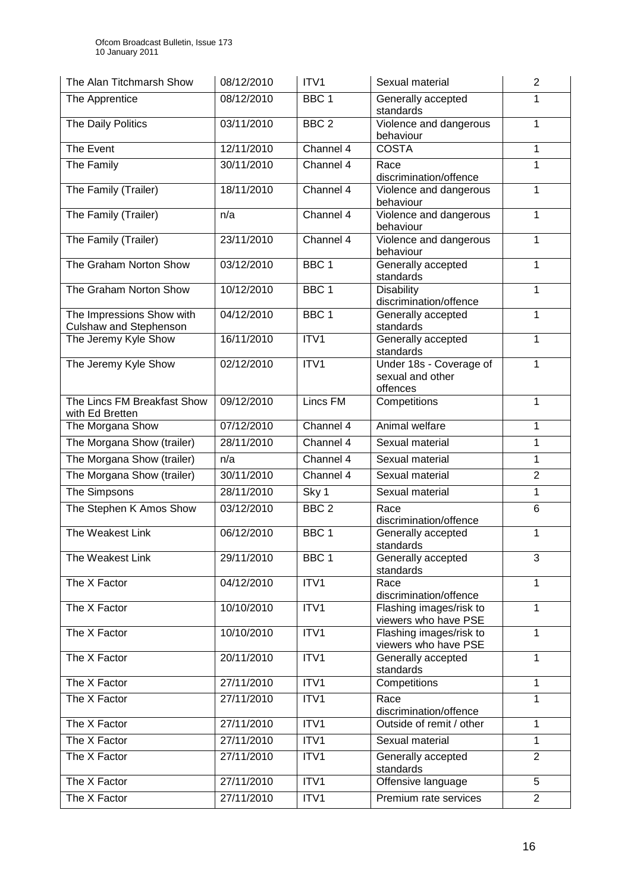| The Alan Titchmarsh Show | 08/12/2010 | ITV1 | Sexual material | 2 |
|---|---|---|---|---|
| The Apprentice | 08/12/2010 | BBC 1 | Generally accepted standards | 1 |
| The Daily Politics | 03/11/2010 | BBC 2 | Violence and dangerous behaviour | 1 |
| The Event | 12/11/2010 | Channel 4 | COSTA | 1 |
| The Family | 30/11/2010 | Channel 4 | Race discrimination/offence | 1 |
| The Family (Trailer) | 18/11/2010 | Channel 4 | Violence and dangerous behaviour | 1 |
| The Family (Trailer) | n/a | Channel 4 | Violence and dangerous behaviour | 1 |
| The Family (Trailer) | 23/11/2010 | Channel 4 | Violence and dangerous behaviour | 1 |
| The Graham Norton Show | 03/12/2010 | BBC 1 | Generally accepted standards | 1 |
| The Graham Norton Show | 10/12/2010 | BBC 1 | Disability discrimination/offence | 1 |
| The Impressions Show with Culshaw and Stephenson | 04/12/2010 | BBC 1 | Generally accepted standards | 1 |
| The Jeremy Kyle Show | 16/11/2010 | ITV1 | Generally accepted standards | 1 |
| The Jeremy Kyle Show | 02/12/2010 | ITV1 | Under 18s - Coverage of sexual and other offences | 1 |
| The Lincs FM Breakfast Show with Ed Bretten | 09/12/2010 | Lincs FM | Competitions | 1 |
| The Morgana Show | 07/12/2010 | Channel 4 | Animal welfare | 1 |
| The Morgana Show (trailer) | 28/11/2010 | Channel 4 | Sexual material | 1 |
| The Morgana Show (trailer) | n/a | Channel 4 | Sexual material | 1 |
| The Morgana Show (trailer) | 30/11/2010 | Channel 4 | Sexual material | 2 |
| The Simpsons | 28/11/2010 | Sky 1 | Sexual material | 1 |
| The Stephen K Amos Show | 03/12/2010 | BBC 2 | Race discrimination/offence | 6 |
| The Weakest Link | 06/12/2010 | BBC 1 | Generally accepted standards | 1 |
| The Weakest Link | 29/11/2010 | BBC 1 | Generally accepted standards | 3 |
| The X Factor | 04/12/2010 | ITV1 | Race discrimination/offence | 1 |
| The X Factor | 10/10/2010 | ITV1 | Flashing images/risk to viewers who have PSE | 1 |
| The X Factor | 10/10/2010 | ITV1 | Flashing images/risk to viewers who have PSE | 1 |
| The X Factor | 20/11/2010 | ITV1 | Generally accepted standards | 1 |
| The X Factor | 27/11/2010 | ITV1 | Competitions | 1 |
| The X Factor | 27/11/2010 | ITV1 | Race discrimination/offence | 1 |
| The X Factor | 27/11/2010 | ITV1 | Outside of remit / other | 1 |
| The X Factor | 27/11/2010 | ITV1 | Sexual material | 1 |
| The X Factor | 27/11/2010 | ITV1 | Generally accepted standards | 2 |
| The X Factor | 27/11/2010 | ITV1 | Offensive language | 5 |
| The X Factor | 27/11/2010 | ITV1 | Premium rate services | 2 |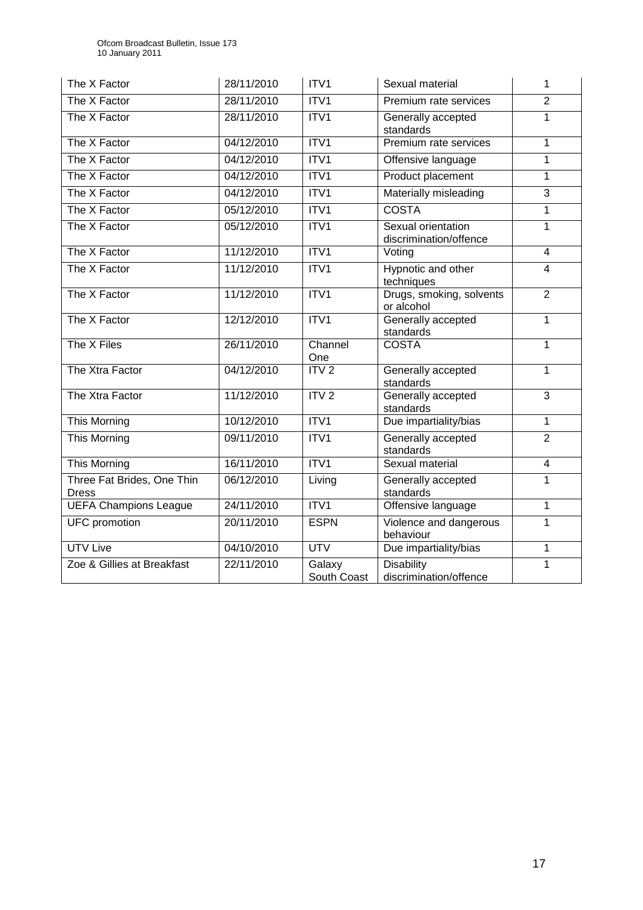| | | | | |
|---|---|---|---|---|
| The X Factor | 28/11/2010 | ITV1 | Sexual material | 1 |
| The X Factor | 28/11/2010 | ITV1 | Premium rate services | 2 |
| The X Factor | 28/11/2010 | ITV1 | Generally accepted standards | 1 |
| The X Factor | 04/12/2010 | ITV1 | Premium rate services | 1 |
| The X Factor | 04/12/2010 | ITV1 | Offensive language | 1 |
| The X Factor | 04/12/2010 | ITV1 | Product placement | 1 |
| The X Factor | 04/12/2010 | ITV1 | Materially misleading | 3 |
| The X Factor | 05/12/2010 | ITV1 | COSTA | 1 |
| The X Factor | 05/12/2010 | ITV1 | Sexual orientation discrimination/offence | 1 |
| The X Factor | 11/12/2010 | ITV1 | Voting | 4 |
| The X Factor | 11/12/2010 | ITV1 | Hypnotic and other techniques | 4 |
| The X Factor | 11/12/2010 | ITV1 | Drugs, smoking, solvents or alcohol | 2 |
| The X Factor | 12/12/2010 | ITV1 | Generally accepted standards | 1 |
| The X Files | 26/11/2010 | Channel One | COSTA | 1 |
| The Xtra Factor | 04/12/2010 | ITV 2 | Generally accepted standards | 1 |
| The Xtra Factor | 11/12/2010 | ITV 2 | Generally accepted standards | 3 |
| This Morning | 10/12/2010 | ITV1 | Due impartiality/bias | 1 |
| This Morning | 09/11/2010 | ITV1 | Generally accepted standards | 2 |
| This Morning | 16/11/2010 | ITV1 | Sexual material | 4 |
| Three Fat Brides, One Thin Dress | 06/12/2010 | Living | Generally accepted standards | 1 |
| UEFA Champions League | 24/11/2010 | ITV1 | Offensive language | 1 |
| UFC promotion | 20/11/2010 | ESPN | Violence and dangerous behaviour | 1 |
| UTV Live | 04/10/2010 | UTV | Due impartiality/bias | 1 |
| Zoe & Gillies at Breakfast | 22/11/2010 | Galaxy South Coast | Disability discrimination/offence | 1 |